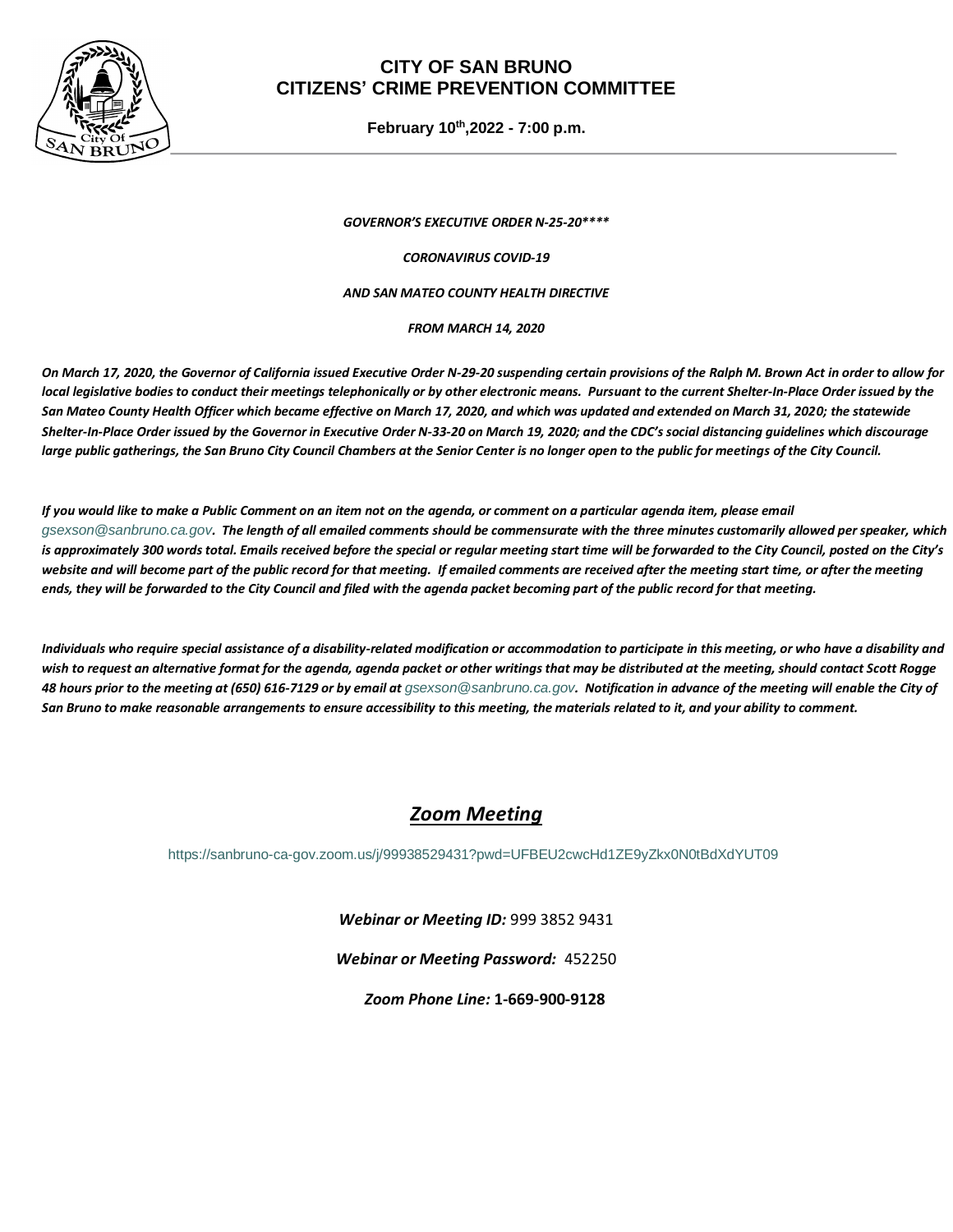# CITY OF SAN BRUNO
# CITIZENS' CRIME PREVENTION COMMITTEE

**February 10th,2022 - 7:00 p.m.**

***GOVERNOR'S EXECUTIVE ORDER N-25-20*****

***CORONAVIRUS COVID-19***

***AND SAN MATEO COUNTY HEALTH DIRECTIVE***

***FROM MARCH 14, 2020***

***On March 17, 2020, the Governor of California issued Executive Order N-29-20 suspending certain provisions of the Ralph M. Brown Act in order to allow for local legislative bodies to conduct their meetings telephonically or by other electronic means. Pursuant to the current Shelter-In-Place Order issued by the San Mateo County Health Officer which became effective on March 17, 2020, and which was updated and extended on March 31, 2020; the statewide Shelter-In-Place Order issued by the Governor in Executive Order N-33-20 on March 19, 2020; and the CDC's social distancing guidelines which discourage large public gatherings, the San Bruno City Council Chambers at the Senior Center is no longer open to the public for meetings of the City Council.***

***If you would like to make a Public Comment on an item not on the agenda, or comment on a particular agenda item, please email gsexson@sanbruno.ca.gov. The length of all emailed comments should be commensurate with the three minutes customarily allowed per speaker, which is approximately 300 words total. Emails received before the special or regular meeting start time will be forwarded to the City Council, posted on the City's website and will become part of the public record for that meeting. If emailed comments are received after the meeting start time, or after the meeting ends, they will be forwarded to the City Council and filed with the agenda packet becoming part of the public record for that meeting.***

***Individuals who require special assistance of a disability-related modification or accommodation to participate in this meeting, or who have a disability and wish to request an alternative format for the agenda, agenda packet or other writings that may be distributed at the meeting, should contact Scott Rogge 48 hours prior to the meeting at (650) 616-7129 or by email at gsexson@sanbruno.ca.gov. Notification in advance of the meeting will enable the City of San Bruno to make reasonable arrangements to ensure accessibility to this meeting, the materials related to it, and your ability to comment.***

## *Zoom Meeting*

https://sanbruno-ca-gov.zoom.us/j/99938529431?pwd=UFBEU2cwcHd1ZE9yZkx0N0tBdXdYUT09

***Webinar or Meeting ID:*** 999 3852 9431

***Webinar or Meeting Password:*** 452250

***Zoom Phone Line:*** **1-669-900-9128**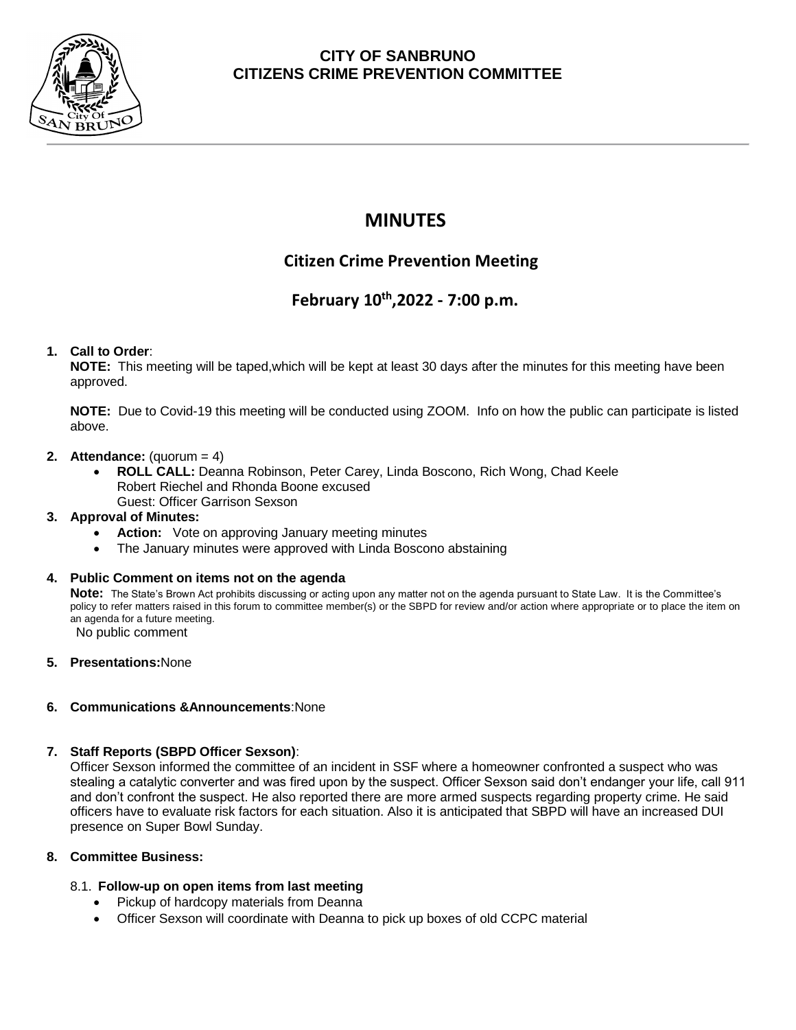**CITY OF SANBRUNO**
**CITIZENS CRIME PREVENTION COMMITTEE**

# MINUTES

## Citizen Crime Prevention Meeting

## February 10th,2022 - 7:00 p.m.

1. **Call to Order**:

   **NOTE:** This meeting will be taped,which will be kept at least 30 days after the minutes for this meeting have been approved.

   **NOTE:** Due to Covid-19 this meeting will be conducted using ZOOM. Info on how the public can participate is listed above.

2. **Attendance:** (quorum = 4)
   - **ROLL CALL:** Deanna Robinson, Peter Carey, Linda Boscono, Rich Wong, Chad Keele
     Robert Riechel and Rhonda Boone excused
     Guest: Officer Garrison Sexson

3. **Approval of Minutes:**
   - **Action:** Vote on approving January meeting minutes
   - The January minutes were approved with Linda Boscono abstaining

4. **Public Comment on items not on the agenda**

   **Note:** The State's Brown Act prohibits discussing or acting upon any matter not on the agenda pursuant to State Law. It is the Committee's policy to refer matters raised in this forum to committee member(s) or the SBPD for review and/or action where appropriate or to place the item on an agenda for a future meeting.

   No public comment

5. **Presentations:**None

6. **Communications &Announcements**:None

7. **Staff Reports (SBPD Officer Sexson)**:

   Officer Sexson informed the committee of an incident in SSF where a homeowner confronted a suspect who was stealing a catalytic converter and was fired upon by the suspect. Officer Sexson said don't endanger your life, call 911 and don't confront the suspect. He also reported there are more armed suspects regarding property crime. He said officers have to evaluate risk factors for each situation. Also it is anticipated that SBPD will have an increased DUI presence on Super Bowl Sunday.

8. **Committee Business:**

   8.1. **Follow-up on open items from last meeting**
   - Pickup of hardcopy materials from Deanna
   - Officer Sexson will coordinate with Deanna to pick up boxes of old CCPC material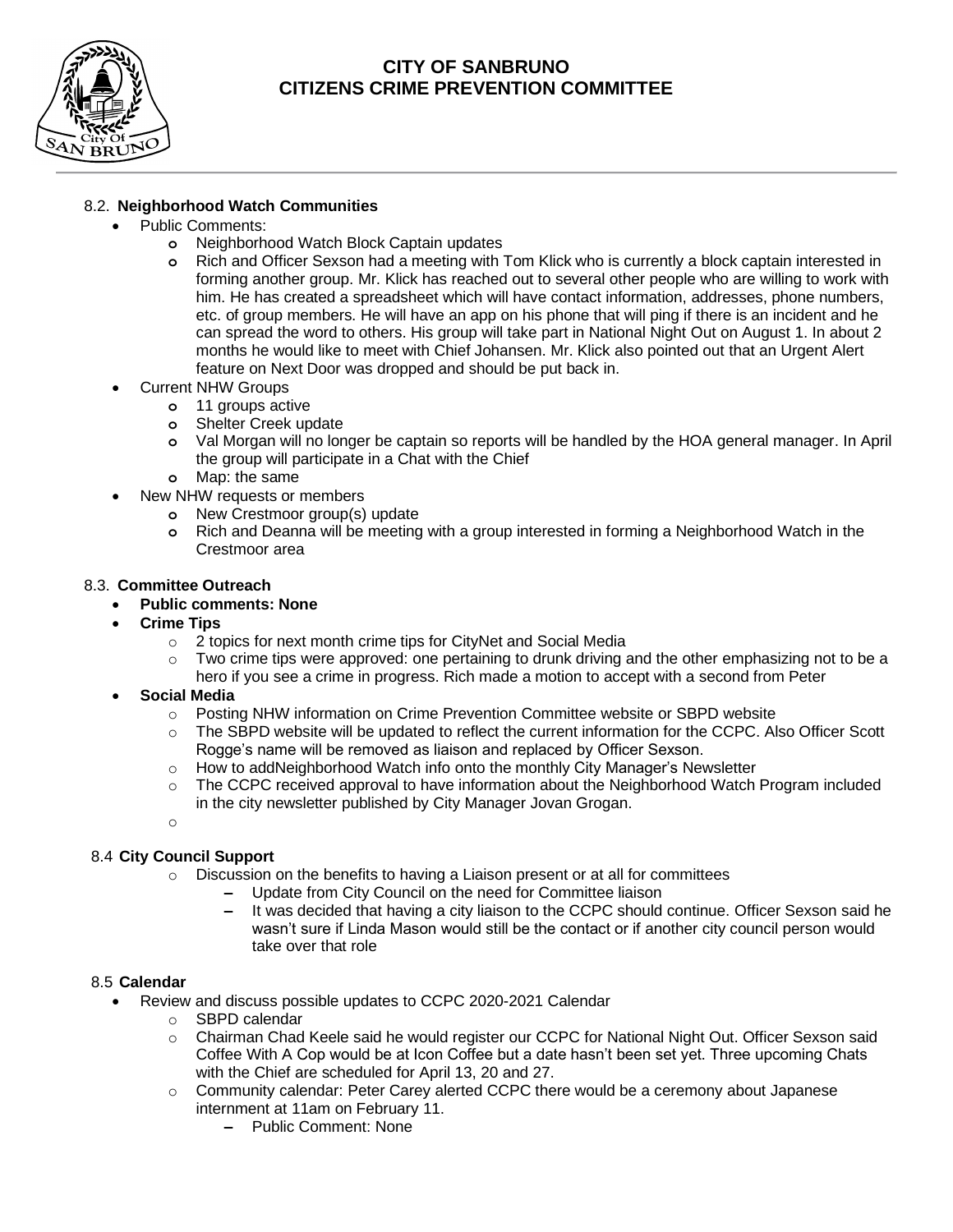### 8.2. Neighborhood Watch Communities

- Public Comments:
  - Neighborhood Watch Block Captain updates
  - Rich and Officer Sexson had a meeting with Tom Klick who is currently a block captain interested in forming another group. Mr. Klick has reached out to several other people who are willing to work with him. He has created a spreadsheet which will have contact information, addresses, phone numbers, etc. of group members. He will have an app on his phone that will ping if there is an incident and he can spread the word to others. His group will take part in National Night Out on August 1. In about 2 months he would like to meet with Chief Johansen. Mr. Klick also pointed out that an Urgent Alert feature on Next Door was dropped and should be put back in.
- Current NHW Groups
  - 11 groups active
  - Shelter Creek update
  - Val Morgan will no longer be captain so reports will be handled by the HOA general manager. In April the group will participate in a Chat with the Chief
  - Map: the same
- New NHW requests or members
  - New Crestmoor group(s) update
  - Rich and Deanna will be meeting with a group interested in forming a Neighborhood Watch in the Crestmoor area

### 8.3. Committee Outreach

- **Public comments: None**
- **Crime Tips**
  - 2 topics for next month crime tips for CityNet and Social Media
  - Two crime tips were approved: one pertaining to drunk driving and the other emphasizing not to be a hero if you see a crime in progress. Rich made a motion to accept with a second from Peter
- **Social Media**
  - Posting NHW information on Crime Prevention Committee website or SBPD website
  - The SBPD website will be updated to reflect the current information for the CCPC. Also Officer Scott Rogge's name will be removed as liaison and replaced by Officer Sexson.
  - How to addNeighborhood Watch info onto the monthly City Manager's Newsletter
  - The CCPC received approval to have information about the Neighborhood Watch Program included in the city newsletter published by City Manager Jovan Grogan.

### 8.4 City Council Support

- Discussion on the benefits to having a Liaison present or at all for committees
  - Update from City Council on the need for Committee liaison
  - It was decided that having a city liaison to the CCPC should continue. Officer Sexson said he wasn't sure if Linda Mason would still be the contact or if another city council person would take over that role

### 8.5 Calendar

- Review and discuss possible updates to CCPC 2020-2021 Calendar
  - SBPD calendar
  - Chairman Chad Keele said he would register our CCPC for National Night Out. Officer Sexson said Coffee With A Cop would be at Icon Coffee but a date hasn't been set yet. Three upcoming Chats with the Chief are scheduled for April 13, 20 and 27.
  - Community calendar: Peter Carey alerted CCPC there would be a ceremony about Japanese internment at 11am on February 11.
    - Public Comment: None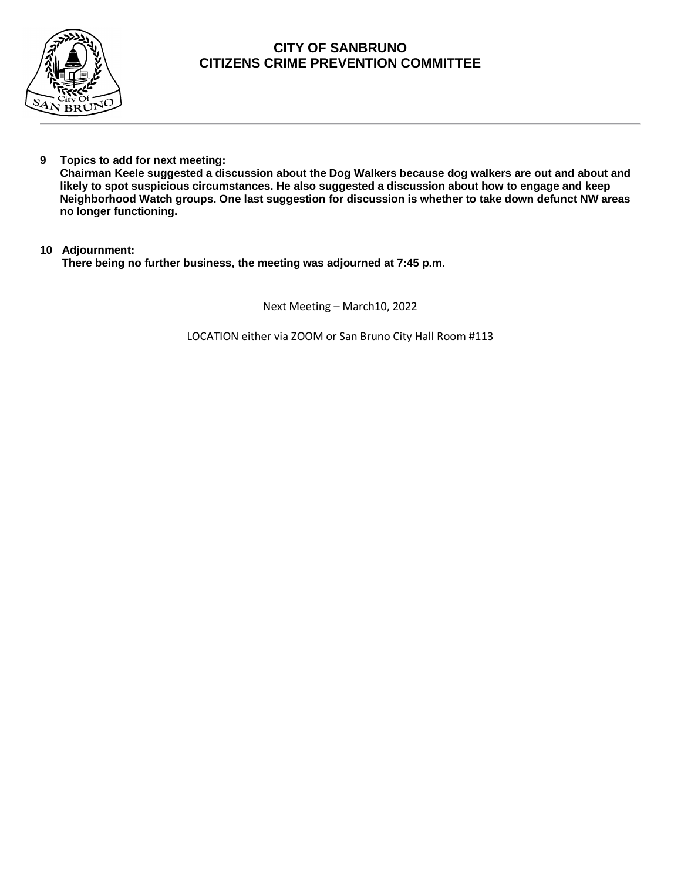**CITY OF SANBRUNO**
**CITIZENS CRIME PREVENTION COMMITTEE**

**9 Topics to add for next meeting:**
**Chairman Keele suggested a discussion about the Dog Walkers because dog walkers are out and about and likely to spot suspicious circumstances. He also suggested a discussion about how to engage and keep Neighborhood Watch groups. One last suggestion for discussion is whether to take down defunct NW areas no longer functioning.**

**10 Adjournment:**
**There being no further business, the meeting was adjourned at 7:45 p.m.**

Next Meeting – March10, 2022

LOCATION either via ZOOM or San Bruno City Hall Room #113